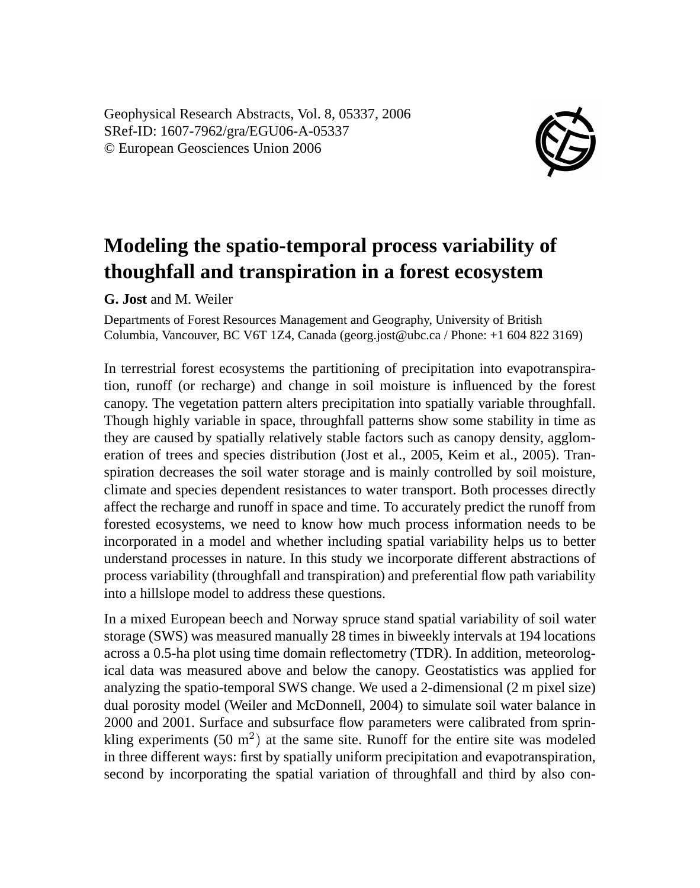Geophysical Research Abstracts, Vol. 8, 05337, 2006
SRef-ID: 1607-7962/gra/EGU06-A-05337
© European Geosciences Union 2006

# Modeling the spatio-temporal process variability of thoughfall and transpiration in a forest ecosystem

**G. Jost** and M. Weiler

Departments of Forest Resources Management and Geography, University of British Columbia, Vancouver, BC V6T 1Z4, Canada (georg.jost@ubc.ca / Phone: +1 604 822 3169)

In terrestrial forest ecosystems the partitioning of precipitation into evapotranspiration, runoff (or recharge) and change in soil moisture is influenced by the forest canopy. The vegetation pattern alters precipitation into spatially variable throughfall. Though highly variable in space, throughfall patterns show some stability in time as they are caused by spatially relatively stable factors such as canopy density, agglomeration of trees and species distribution (Jost et al., 2005, Keim et al., 2005). Transpiration decreases the soil water storage and is mainly controlled by soil moisture, climate and species dependent resistances to water transport. Both processes directly affect the recharge and runoff in space and time. To accurately predict the runoff from forested ecosystems, we need to know how much process information needs to be incorporated in a model and whether including spatial variability helps us to better understand processes in nature. In this study we incorporate different abstractions of process variability (throughfall and transpiration) and preferential flow path variability into a hillslope model to address these questions.

In a mixed European beech and Norway spruce stand spatial variability of soil water storage (SWS) was measured manually 28 times in biweekly intervals at 194 locations across a 0.5-ha plot using time domain reflectometry (TDR). In addition, meteorological data was measured above and below the canopy. Geostatistics was applied for analyzing the spatio-temporal SWS change. We used a 2-dimensional (2 m pixel size) dual porosity model (Weiler and McDonnell, 2004) to simulate soil water balance in 2000 and 2001. Surface and subsurface flow parameters were calibrated from sprinkling experiments (50 $m^2$) at the same site. Runoff for the entire site was modeled in three different ways: first by spatially uniform precipitation and evapotranspiration, second by incorporating the spatial variation of throughfall and third by also con-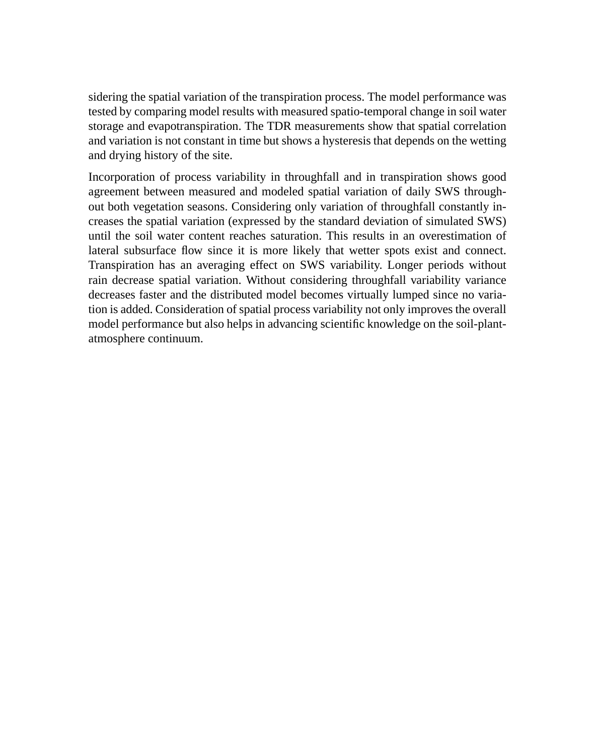sidering the spatial variation of the transpiration process. The model performance was tested by comparing model results with measured spatio-temporal change in soil water storage and evapotranspiration. The TDR measurements show that spatial correlation and variation is not constant in time but shows a hysteresis that depends on the wetting and drying history of the site.

Incorporation of process variability in throughfall and in transpiration shows good agreement between measured and modeled spatial variation of daily SWS throughout both vegetation seasons. Considering only variation of throughfall constantly increases the spatial variation (expressed by the standard deviation of simulated SWS) until the soil water content reaches saturation. This results in an overestimation of lateral subsurface flow since it is more likely that wetter spots exist and connect. Transpiration has an averaging effect on SWS variability. Longer periods without rain decrease spatial variation. Without considering throughfall variability variance decreases faster and the distributed model becomes virtually lumped since no variation is added. Consideration of spatial process variability not only improves the overall model performance but also helps in advancing scientific knowledge on the soil-plant-atmosphere continuum.